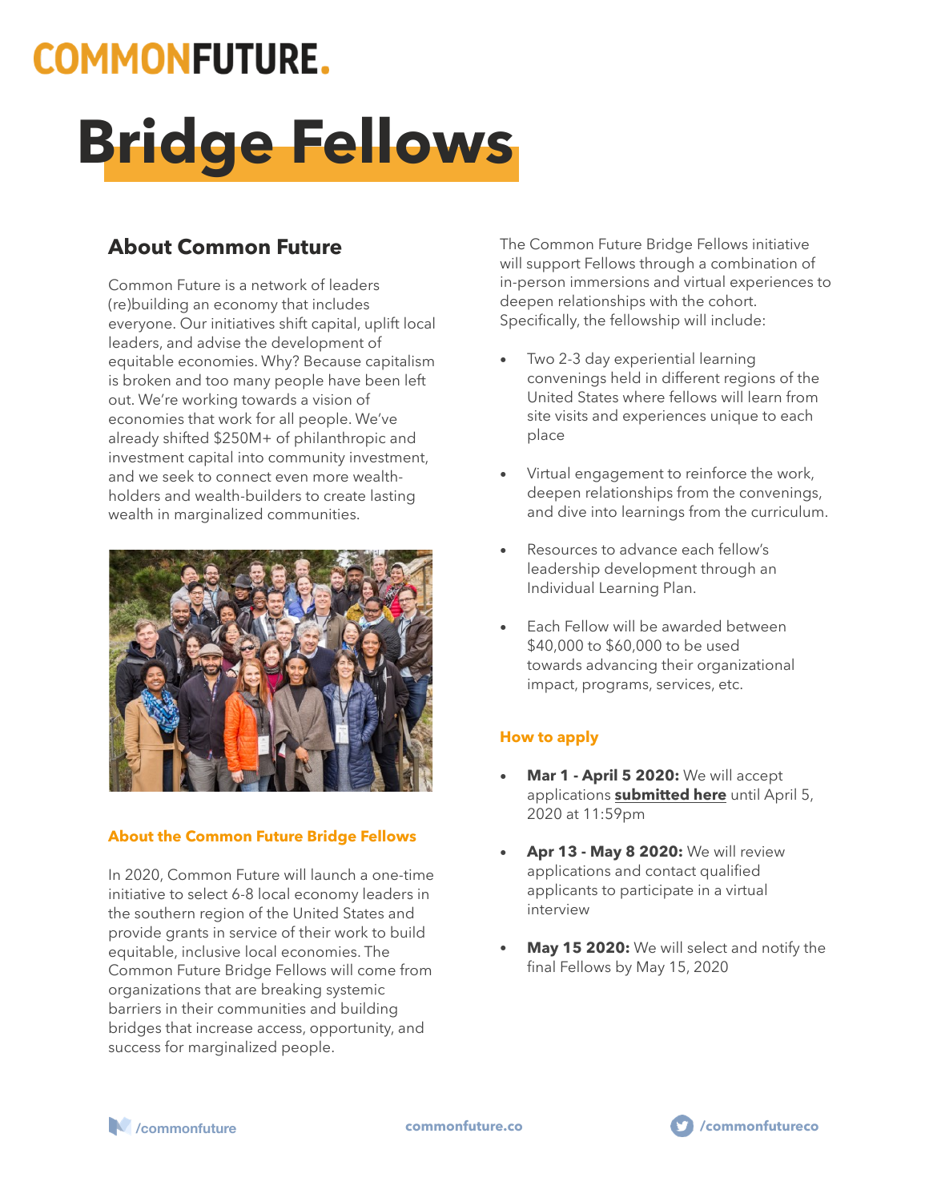COMMONFUTURE.

# Bridge Fellows

## About Common Future

Common Future is a network of leaders (re)building an economy that includes everyone. Our initiatives shift capital, uplift local leaders, and advise the development of equitable economies. Why? Because capitalism is broken and too many people have been left out. We're working towards a vision of economies that work for all people. We've already shifted $250M+ of philanthropic and investment capital into community investment, and we seek to connect even more wealth-holders and wealth-builders to create lasting wealth in marginalized communities.

### About the Common Future Bridge Fellows

In 2020, Common Future will launch a one-time initiative to select 6-8 local economy leaders in the southern region of the United States and provide grants in service of their work to build equitable, inclusive local economies. The Common Future Bridge Fellows will come from organizations that are breaking systemic barriers in their communities and building bridges that increase access, opportunity, and success for marginalized people.

The Common Future Bridge Fellows initiative will support Fellows through a combination of in-person immersions and virtual experiences to deepen relationships with the cohort. Specifically, the fellowship will include:

- Two 2-3 day experiential learning convenings held in different regions of the United States where fellows will learn from site visits and experiences unique to each place
- Virtual engagement to reinforce the work, deepen relationships from the convenings, and dive into learnings from the curriculum.
- Resources to advance each fellow's leadership development through an Individual Learning Plan.
- Each Fellow will be awarded between $40,000 to $60,000 to be used towards advancing their organizational impact, programs, services, etc.

### How to apply

- **Mar 1 - April 5 2020:** We will accept applications **submitted here** until April 5, 2020 at 11:59pm
- **Apr 13 - May 8 2020:** We will review applications and contact qualified applicants to participate in a virtual interview
- **May 15 2020:** We will select and notify the final Fellows by May 15, 2020

/commonfuture | commonfuture.co | /commonfutureco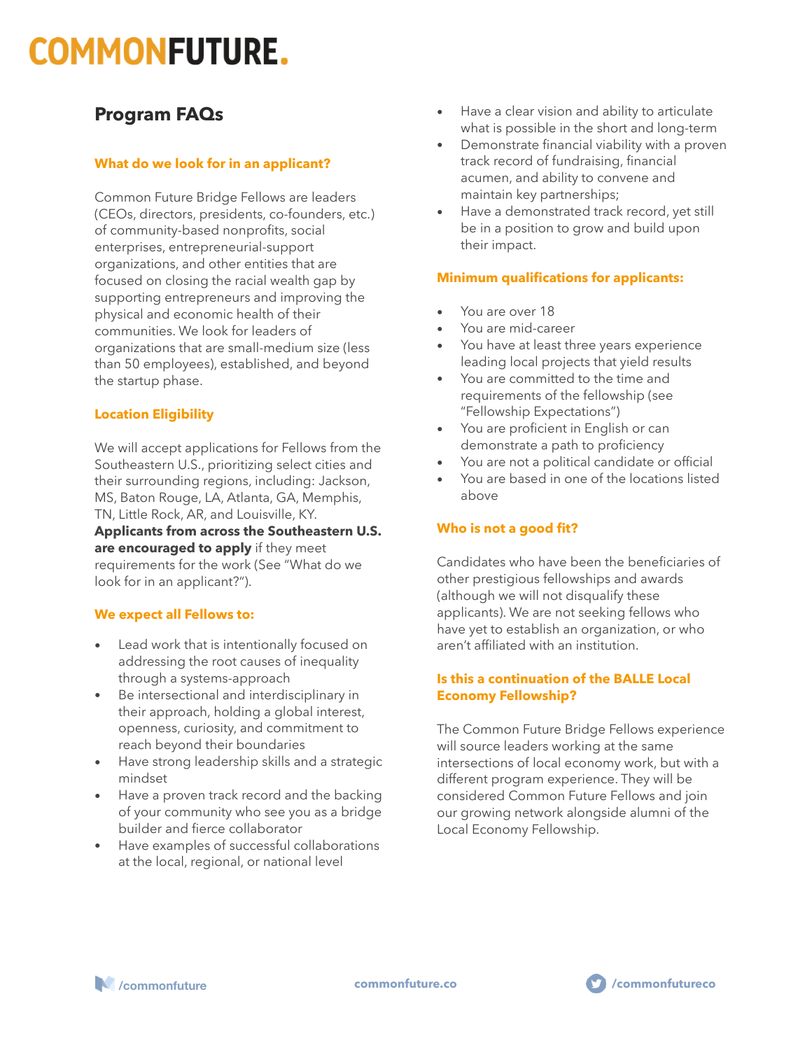# COMMONFUTURE.

## Program FAQs

### What do we look for in an applicant?

Common Future Bridge Fellows are leaders (CEOs, directors, presidents, co-founders, etc.) of community-based nonprofits, social enterprises, entrepreneurial-support organizations, and other entities that are focused on closing the racial wealth gap by supporting entrepreneurs and improving the physical and economic health of their communities. We look for leaders of organizations that are small-medium size (less than 50 employees), established, and beyond the startup phase.

### Location Eligibility

We will accept applications for Fellows from the Southeastern U.S., prioritizing select cities and their surrounding regions, including: Jackson, MS, Baton Rouge, LA, Atlanta, GA, Memphis, TN, Little Rock, AR, and Louisville, KY. **Applicants from across the Southeastern U.S. are encouraged to apply** if they meet requirements for the work (See "What do we look for in an applicant?").

### We expect all Fellows to:

- Lead work that is intentionally focused on addressing the root causes of inequality through a systems-approach
- Be intersectional and interdisciplinary in their approach, holding a global interest, openness, curiosity, and commitment to reach beyond their boundaries
- Have strong leadership skills and a strategic mindset
- Have a proven track record and the backing of your community who see you as a bridge builder and fierce collaborator
- Have examples of successful collaborations at the local, regional, or national level
- Have a clear vision and ability to articulate what is possible in the short and long-term
- Demonstrate financial viability with a proven track record of fundraising, financial acumen, and ability to convene and maintain key partnerships;
- Have a demonstrated track record, yet still be in a position to grow and build upon their impact.

### Minimum qualifications for applicants:

- You are over 18
- You are mid-career
- You have at least three years experience leading local projects that yield results
- You are committed to the time and requirements of the fellowship (see "Fellowship Expectations")
- You are proficient in English or can demonstrate a path to proficiency
- You are not a political candidate or official
- You are based in one of the locations listed above

### Who is not a good fit?

Candidates who have been the beneficiaries of other prestigious fellowships and awards (although we will not disqualify these applicants). We are not seeking fellows who have yet to establish an organization, or who aren't affiliated with an institution.

### Is this a continuation of the BALLE Local Economy Fellowship?

The Common Future Bridge Fellows experience will source leaders working at the same intersections of local economy work, but with a different program experience. They will be considered Common Future Fellows and join our growing network alongside alumni of the Local Economy Fellowship.

/commonfuture commonfuture.co /commonfutureco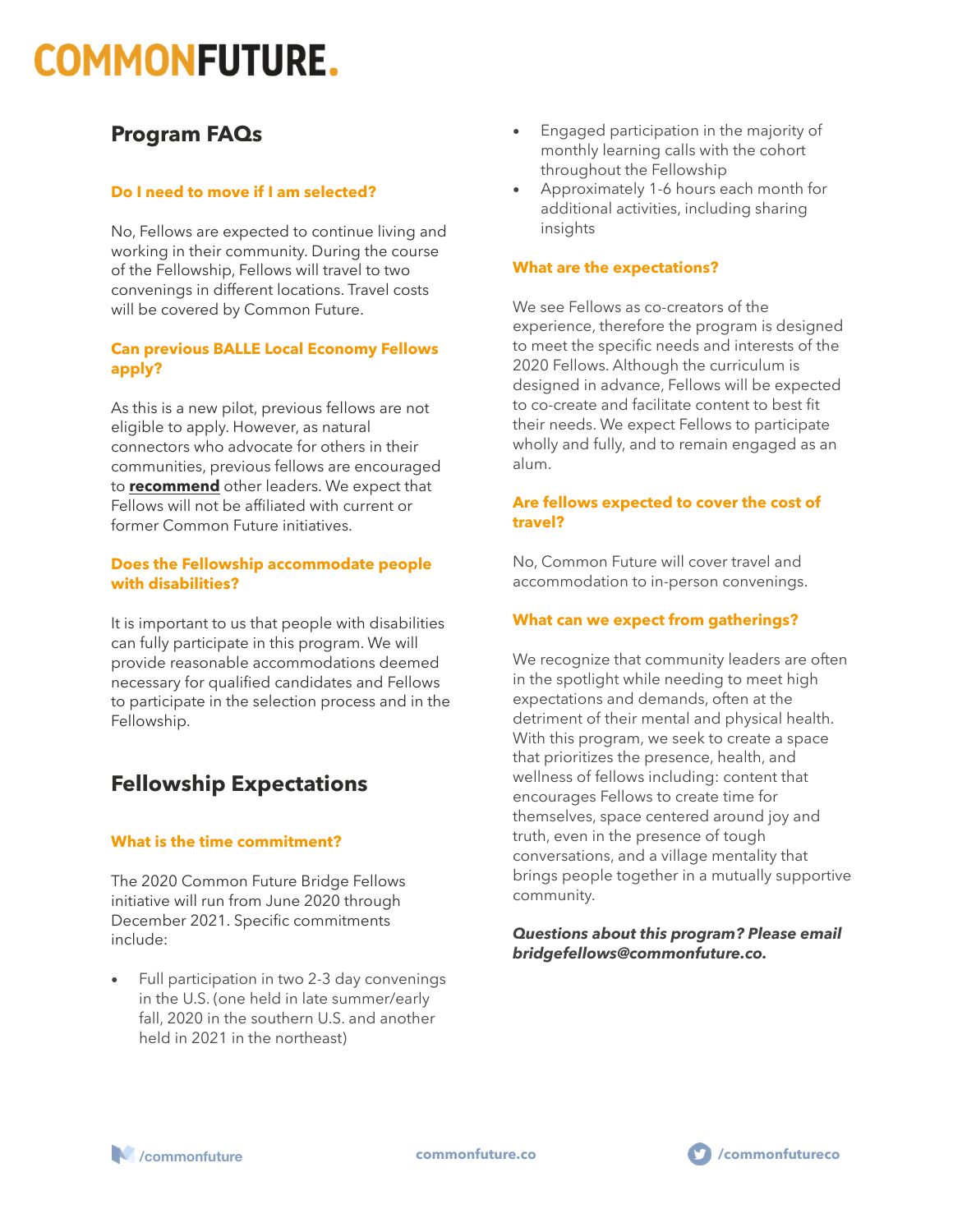# COMMONFUTURE.

## Program FAQs

### Do I need to move if I am selected?

No, Fellows are expected to continue living and working in their community. During the course of the Fellowship, Fellows will travel to two convenings in different locations. Travel costs will be covered by Common Future.

### Can previous BALLE Local Economy Fellows apply?

As this is a new pilot, previous fellows are not eligible to apply. However, as natural connectors who advocate for others in their communities, previous fellows are encouraged to **recommend** other leaders. We expect that Fellows will not be affiliated with current or former Common Future initiatives.

### Does the Fellowship accommodate people with disabilities?

It is important to us that people with disabilities can fully participate in this program. We will provide reasonable accommodations deemed necessary for qualified candidates and Fellows to participate in the selection process and in the Fellowship.

## Fellowship Expectations

### What is the time commitment?

The 2020 Common Future Bridge Fellows initiative will run from June 2020 through December 2021. Specific commitments include:

- Full participation in two 2-3 day convenings in the U.S. (one held in late summer/early fall, 2020 in the southern U.S. and another held in 2021 in the northeast)
- Engaged participation in the majority of monthly learning calls with the cohort throughout the Fellowship
- Approximately 1-6 hours each month for additional activities, including sharing insights

### What are the expectations?

We see Fellows as co-creators of the experience, therefore the program is designed to meet the specific needs and interests of the 2020 Fellows. Although the curriculum is designed in advance, Fellows will be expected to co-create and facilitate content to best fit their needs. We expect Fellows to participate wholly and fully, and to remain engaged as an alum.

### Are fellows expected to cover the cost of travel?

No, Common Future will cover travel and accommodation to in-person convenings.

### What can we expect from gatherings?

We recognize that community leaders are often in the spotlight while needing to meet high expectations and demands, often at the detriment of their mental and physical health. With this program, we seek to create a space that prioritizes the presence, health, and wellness of fellows including: content that encourages Fellows to create time for themselves, space centered around joy and truth, even in the presence of tough conversations, and a village mentality that brings people together in a mutually supportive community.

***Questions about this program? Please email bridgefellows@commonfuture.co.***

/commonfuture | commonfuture.co | /commonfutureco